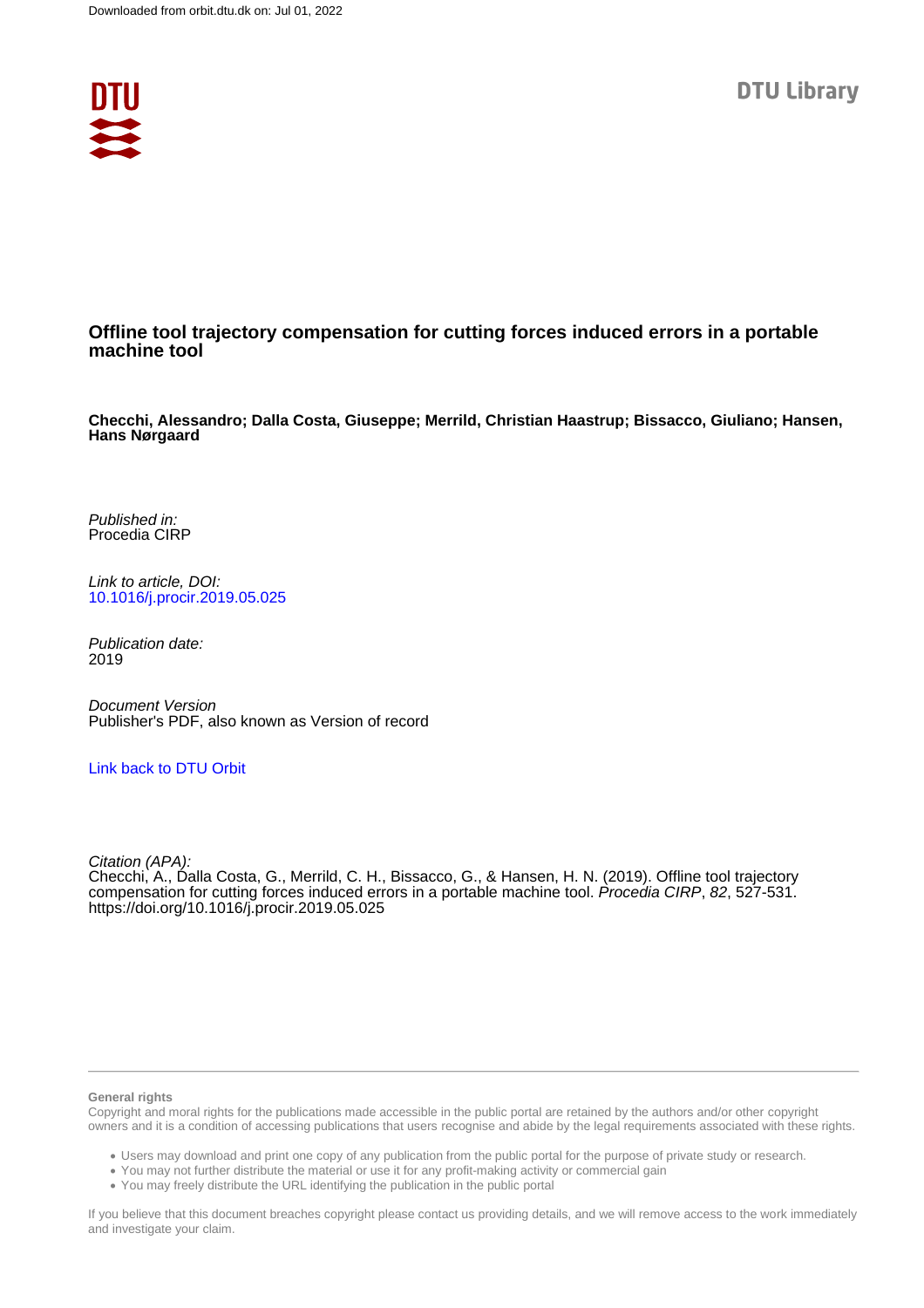Downloaded from orbit.dtu.dk on: Jul 01, 2022

DTU Library

# Offline tool trajectory compensation for cutting forces induced errors in a portable machine tool

**Checchi, Alessandro; Dalla Costa, Giuseppe; Merrild, Christian Haastrup; Bissacco, Giuliano; Hansen, Hans Nørgaard**

*Published in:*
Procedia CIRP

*Link to article, DOI:*
10.1016/j.procir.2019.05.025

*Publication date:*
2019

*Document Version*
Publisher's PDF, also known as Version of record

Link back to DTU Orbit

*Citation (APA):*
Checchi, A., Dalla Costa, G., Merrild, C. H., Bissacco, G., & Hansen, H. N. (2019). Offline tool trajectory compensation for cutting forces induced errors in a portable machine tool. *Procedia CIRP*, *82*, 527-531. https://doi.org/10.1016/j.procir.2019.05.025

**General rights**

Copyright and moral rights for the publications made accessible in the public portal are retained by the authors and/or other copyright owners and it is a condition of accessing publications that users recognise and abide by the legal requirements associated with these rights.

- Users may download and print one copy of any publication from the public portal for the purpose of private study or research.
- You may not further distribute the material or use it for any profit-making activity or commercial gain
- You may freely distribute the URL identifying the publication in the public portal

If you believe that this document breaches copyright please contact us providing details, and we will remove access to the work immediately and investigate your claim.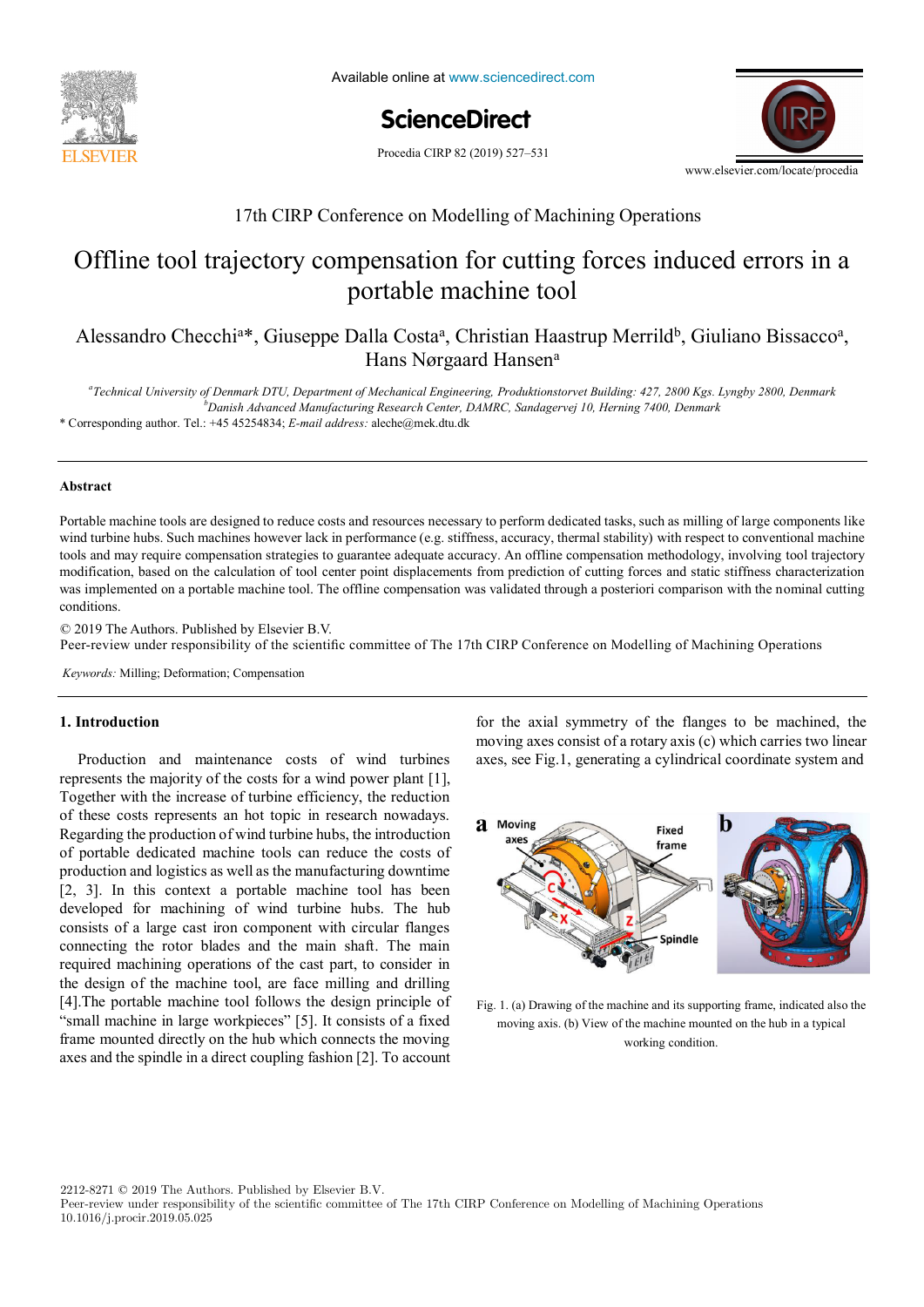# Offline tool trajectory compensation for cutting forces induced errors in a portable machine tool

Alessandro Checchi[a]*, Giuseppe Dalla Costa[a], Christian Haastrup Merrild[b], Giuliano Bissacco[a], Hans Nørgaard Hansen[a]

[a]Technical University of Denmark DTU, Department of Mechanical Engineering, Produktionstorvet Building: 427, 2800 Kgs. Lyngby 2800, Denmark
[b]Danish Advanced Manufacturing Research Center, DAMRC, Sandagervej 10, Herning 7400, Denmark

* Corresponding author. Tel.: +45 45254834; *E-mail address:* aleche@mek.dtu.dk

## Abstract

Portable machine tools are designed to reduce costs and resources necessary to perform dedicated tasks, such as milling of large components like wind turbine hubs. Such machines however lack in performance (e.g. stiffness, accuracy, thermal stability) with respect to conventional machine tools and may require compensation strategies to guarantee adequate accuracy. An offline compensation methodology, involving tool trajectory modification, based on the calculation of tool center point displacements from prediction of cutting forces and static stiffness characterization was implemented on a portable machine tool. The offline compensation was validated through a posteriori comparison with the nominal cutting conditions.

© 2019 The Authors. Published by Elsevier B.V.
Peer-review under responsibility of the scientific committee of The 17th CIRP Conference on Modelling of Machining Operations

*Keywords:* Milling; Deformation; Compensation

## 1. Introduction

Production and maintenance costs of wind turbines represents the majority of the costs for a wind power plant [1], Together with the increase of turbine efficiency, the reduction of these costs represents an hot topic in research nowadays. Regarding the production of wind turbine hubs, the introduction of portable dedicated machine tools can reduce the costs of production and logistics as well as the manufacturing downtime [2, 3]. In this context a portable machine tool has been developed for machining of wind turbine hubs. The hub consists of a large cast iron component with circular flanges connecting the rotor blades and the main shaft. The main required machining operations of the cast part, to consider in the design of the machine tool, are face milling and drilling [4].The portable machine tool follows the design principle of "small machine in large workpieces" [5]. It consists of a fixed frame mounted directly on the hub which connects the moving axes and the spindle in a direct coupling fashion [2]. To account for the axial symmetry of the flanges to be machined, the moving axes consist of a rotary axis (c) which carries two linear axes, see Fig.1, generating a cylindrical coordinate system and

Fig. 1. (a) Drawing of the machine and its supporting frame, indicated also the moving axis. (b) View of the machine mounted on the hub in a typical working condition.

2212-8271 © 2019 The Authors. Published by Elsevier B.V.
Peer-review under responsibility of the scientific committee of The 17th CIRP Conference on Modelling of Machining Operations
10.1016/j.procir.2019.05.025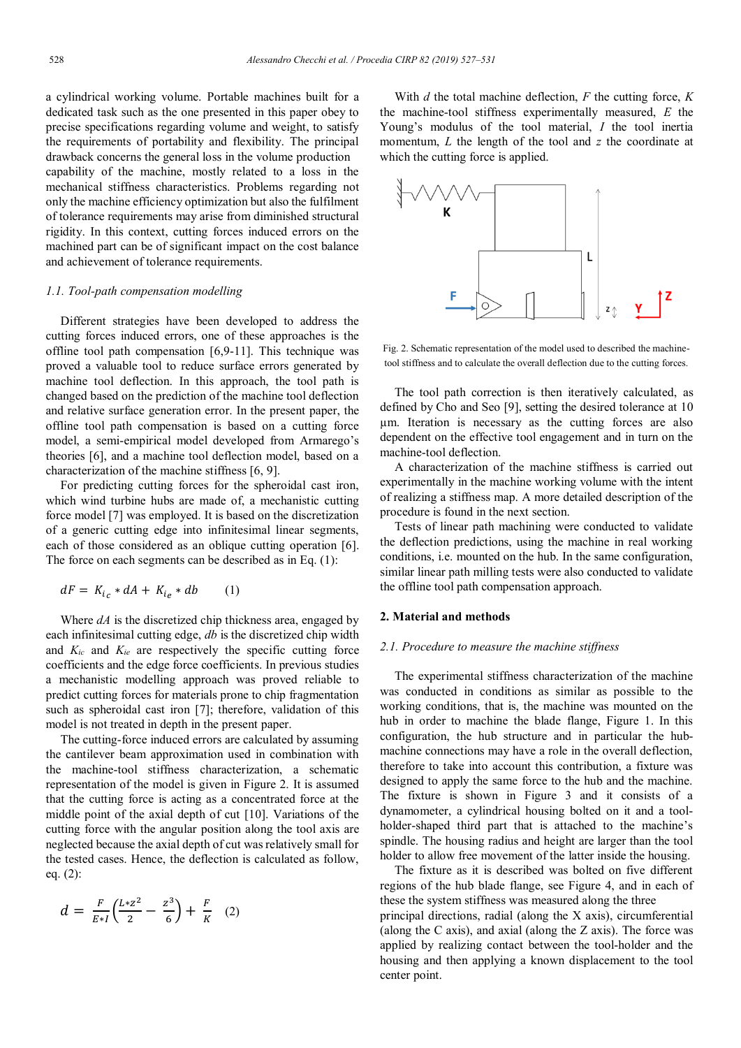a cylindrical working volume. Portable machines built for a dedicated task such as the one presented in this paper obey to precise specifications regarding volume and weight, to satisfy the requirements of portability and flexibility. The principal drawback concerns the general loss in the volume production capability of the machine, mostly related to a loss in the mechanical stiffness characteristics. Problems regarding not only the machine efficiency optimization but also the fulfilment of tolerance requirements may arise from diminished structural rigidity. In this context, cutting forces induced errors on the machined part can be of significant impact on the cost balance and achievement of tolerance requirements.

### *1.1. Tool-path compensation modelling*

Different strategies have been developed to address the cutting forces induced errors, one of these approaches is the offline tool path compensation [6,9-11]. This technique was proved a valuable tool to reduce surface errors generated by machine tool deflection. In this approach, the tool path is changed based on the prediction of the machine tool deflection and relative surface generation error. In the present paper, the offline tool path compensation is based on a cutting force model, a semi-empirical model developed from Armarego's theories [6], and a machine tool deflection model, based on a characterization of the machine stiffness [6, 9].

For predicting cutting forces for the spheroidal cast iron, which wind turbine hubs are made of, a mechanistic cutting force model [7] was employed. It is based on the discretization of a generic cutting edge into infinitesimal linear segments, each of those considered as an oblique cutting operation [6]. The force on each segments can be described as in Eq. (1):

$$dF = K_{i_c} * dA + K_{i_e} * db \qquad (1)$$

Where $dA$ is the discretized chip thickness area, engaged by each infinitesimal cutting edge, $db$ is the discretized chip width and $K_{ic}$ and $K_{ie}$ are respectively the specific cutting force coefficients and the edge force coefficients. In previous studies a mechanistic modelling approach was proved reliable to predict cutting forces for materials prone to chip fragmentation such as spheroidal cast iron [7]; therefore, validation of this model is not treated in depth in the present paper.

The cutting-force induced errors are calculated by assuming the cantilever beam approximation used in combination with the machine-tool stiffness characterization, a schematic representation of the model is given in Figure 2. It is assumed that the cutting force is acting as a concentrated force at the middle point of the axial depth of cut [10]. Variations of the cutting force with the angular position along the tool axis are neglected because the axial depth of cut was relatively small for the tested cases. Hence, the deflection is calculated as follow, eq. (2):

$$d = \frac{F}{E * I}\left(\frac{L * z^2}{2} - \frac{z^3}{6}\right) + \frac{F}{K} \qquad (2)$$

With $d$ the total machine deflection, $F$ the cutting force, $K$ the machine-tool stiffness experimentally measured, $E$ the Young's modulus of the tool material, $I$ the tool inertia momentum, $L$ the length of the tool and $z$ the coordinate at which the cutting force is applied.

Fig. 2. Schematic representation of the model used to described the machine-tool stiffness and to calculate the overall deflection due to the cutting forces.

The tool path correction is then iteratively calculated, as defined by Cho and Seo [9], setting the desired tolerance at 10 µm. Iteration is necessary as the cutting forces are also dependent on the effective tool engagement and in turn on the machine-tool deflection.

A characterization of the machine stiffness is carried out experimentally in the machine working volume with the intent of realizing a stiffness map. A more detailed description of the procedure is found in the next section.

Tests of linear path machining were conducted to validate the deflection predictions, using the machine in real working conditions, i.e. mounted on the hub. In the same configuration, similar linear path milling tests were also conducted to validate the offline tool path compensation approach.

## 2. Material and methods

### *2.1. Procedure to measure the machine stiffness*

The experimental stiffness characterization of the machine was conducted in conditions as similar as possible to the working conditions, that is, the machine was mounted on the hub in order to machine the blade flange, Figure 1. In this configuration, the hub structure and in particular the hub-machine connections may have a role in the overall deflection, therefore to take into account this contribution, a fixture was designed to apply the same force to the hub and the machine. The fixture is shown in Figure 3 and it consists of a dynamometer, a cylindrical housing bolted on it and a tool-holder-shaped third part that is attached to the machine's spindle. The housing radius and height are larger than the tool holder to allow free movement of the latter inside the housing.

The fixture as it is described was bolted on five different regions of the hub blade flange, see Figure 4, and in each of these the system stiffness was measured along the three principal directions, radial (along the X axis), circumferential (along the C axis), and axial (along the Z axis). The force was applied by realizing contact between the tool-holder and the housing and then applying a known displacement to the tool center point.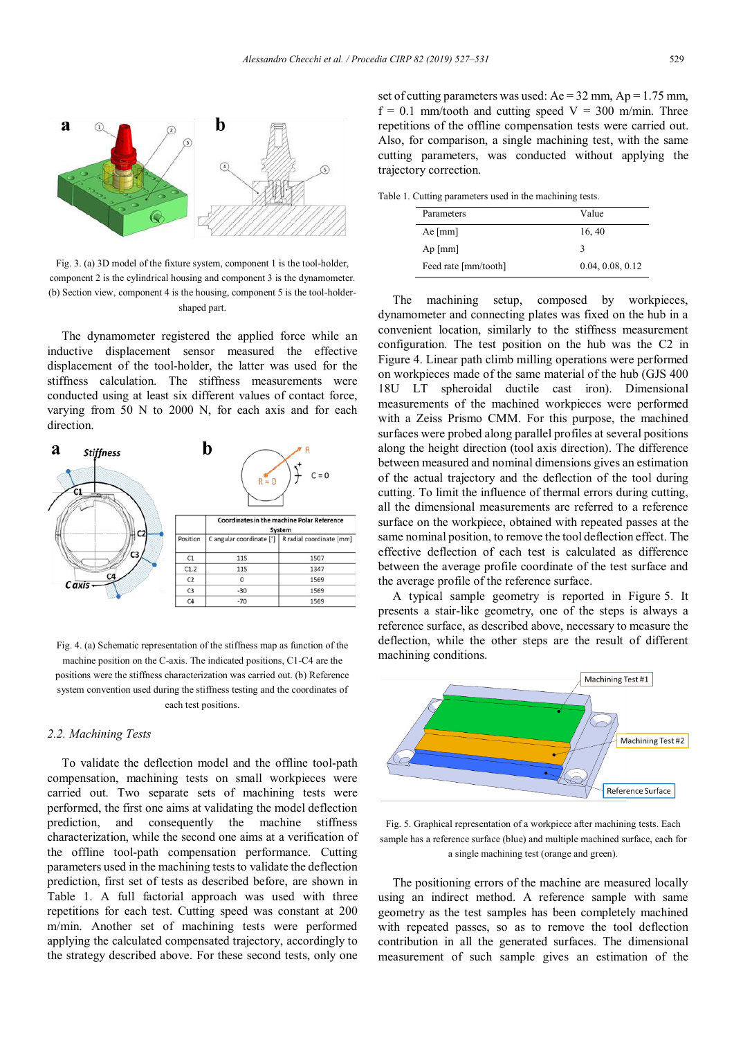Fig. 3. (a) 3D model of the fixture system, component 1 is the tool-holder, component 2 is the cylindrical housing and component 3 is the dynamometer. (b) Section view, component 4 is the housing, component 5 is the tool-holder-shaped part.

The dynamometer registered the applied force while an inductive displacement sensor measured the effective displacement of the tool-holder, the latter was used for the stiffness calculation. The stiffness measurements were conducted using at least six different values of contact force, varying from 50 N to 2000 N, for each axis and for each direction.

| Position | C angular coordinate [°] | R radial coordinate [mm] |
|---|---|---|
| C1 | 115 | 1507 |
| C1.2 | 115 | 1347 |
| C2 | 0 | 1569 |
| C3 | -30 | 1569 |
| C4 | -70 | 1569 |

Fig. 4. (a) Schematic representation of the stiffness map as function of the machine position on the C-axis. The indicated positions, C1-C4 are the positions were the stiffness characterization was carried out. (b) Reference system convention used during the stiffness testing and the coordinates of each test positions.

### 2.2. Machining Tests

To validate the deflection model and the offline tool-path compensation, machining tests on small workpieces were carried out. Two separate sets of machining tests were performed, the first one aims at validating the model deflection prediction, and consequently the machine stiffness characterization, while the second one aims at a verification of the offline tool-path compensation performance. Cutting parameters used in the machining tests to validate the deflection prediction, first set of tests as described before, are shown in Table 1. A full factorial approach was used with three repetitions for each test. Cutting speed was constant at 200 m/min. Another set of machining tests were performed applying the calculated compensated trajectory, accordingly to the strategy described above. For these second tests, only one set of cutting parameters was used: Ae = 32 mm, Ap = 1.75 mm, f = 0.1 mm/tooth and cutting speed V = 300 m/min. Three repetitions of the offline compensation tests were carried out. Also, for comparison, a single machining test, with the same cutting parameters, was conducted without applying the trajectory correction.

Table 1. Cutting parameters used in the machining tests.

| Parameters | Value |
|---|---|
| Ae [mm] | 16, 40 |
| Ap [mm] | 3 |
| Feed rate [mm/tooth] | 0.04, 0.08, 0.12 |

The machining setup, composed by workpieces, dynamometer and connecting plates was fixed on the hub in a convenient location, similarly to the stiffness measurement configuration. The test position on the hub was the C2 in Figure 4. Linear path climb milling operations were performed on workpieces made of the same material of the hub (GJS 400 18U LT spheroidal ductile cast iron). Dimensional measurements of the machined workpieces were performed with a Zeiss Prismo CMM. For this purpose, the machined surfaces were probed along parallel profiles at several positions along the height direction (tool axis direction). The difference between measured and nominal dimensions gives an estimation of the actual trajectory and the deflection of the tool during cutting. To limit the influence of thermal errors during cutting, all the dimensional measurements are referred to a reference surface on the workpiece, obtained with repeated passes at the same nominal position, to remove the tool deflection effect. The effective deflection of each test is calculated as difference between the average profile coordinate of the test surface and the average profile of the reference surface.

A typical sample geometry is reported in Figure 5. It presents a stair-like geometry, one of the steps is always a reference surface, as described above, necessary to measure the deflection, while the other steps are the result of different machining conditions.

Fig. 5. Graphical representation of a workpiece after machining tests. Each sample has a reference surface (blue) and multiple machined surface, each for a single machining test (orange and green).

The positioning errors of the machine are measured locally using an indirect method. A reference sample with same geometry as the test samples has been completely machined with repeated passes, so as to remove the tool deflection contribution in all the generated surfaces. The dimensional measurement of such sample gives an estimation of the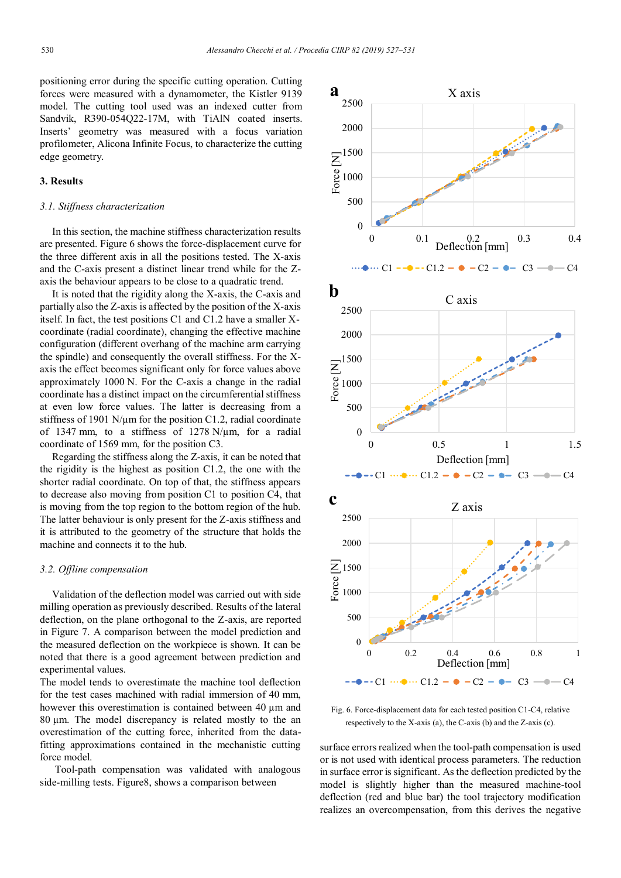positioning error during the specific cutting operation. Cutting forces were measured with a dynamometer, the Kistler 9139 model. The cutting tool used was an indexed cutter from Sandvik, R390-054Q22-17M, with TiAlN coated inserts. Inserts' geometry was measured with a focus variation profilometer, Alicona Infinite Focus, to characterize the cutting edge geometry.

## 3. Results

### 3.1. Stiffness characterization

In this section, the machine stiffness characterization results are presented. Figure 6 shows the force-displacement curve for the three different axis in all the positions tested. The X-axis and the C-axis present a distinct linear trend while for the Z-axis the behaviour appears to be close to a quadratic trend.

It is noted that the rigidity along the X-axis, the C-axis and partially also the Z-axis is affected by the position of the X-axis itself. In fact, the test positions C1 and C1.2 have a smaller X-coordinate (radial coordinate), changing the effective machine configuration (different overhang of the machine arm carrying the spindle) and consequently the overall stiffness. For the X-axis the effect becomes significant only for force values above approximately 1000 N. For the C-axis a change in the radial coordinate has a distinct impact on the circumferential stiffness at even low force values. The latter is decreasing from a stiffness of 1901 N/µm for the position C1.2, radial coordinate of 1347 mm, to a stiffness of 1278 N/µm, for a radial coordinate of 1569 mm, for the position C3.

Regarding the stiffness along the Z-axis, it can be noted that the rigidity is the highest as position C1.2, the one with the shorter radial coordinate. On top of that, the stiffness appears to decrease also moving from position C1 to position C4, that is moving from the top region to the bottom region of the hub. The latter behaviour is only present for the Z-axis stiffness and it is attributed to the geometry of the structure that holds the machine and connects it to the hub.

### 3.2. Offline compensation

Validation of the deflection model was carried out with side milling operation as previously described. Results of the lateral deflection, on the plane orthogonal to the Z-axis, are reported in Figure 7. A comparison between the model prediction and the measured deflection on the workpiece is shown. It can be noted that there is a good agreement between prediction and experimental values.

The model tends to overestimate the machine tool deflection for the test cases machined with radial immersion of 40 mm, however this overestimation is contained between 40 µm and 80 µm. The model discrepancy is related mostly to the an overestimation of the cutting force, inherited from the data-fitting approximations contained in the mechanistic cutting force model.

Tool-path compensation was validated with analogous side-milling tests. Figure8, shows a comparison between

Fig. 6. Force-displacement data for each tested position C1-C4, relative respectively to the X-axis (a), the C-axis (b) and the Z-axis (c).

surface errors realized when the tool-path compensation is used or is not used with identical process parameters. The reduction in surface error is significant. As the deflection predicted by the model is slightly higher than the measured machine-tool deflection (red and blue bar) the tool trajectory modification realizes an overcompensation, from this derives the negative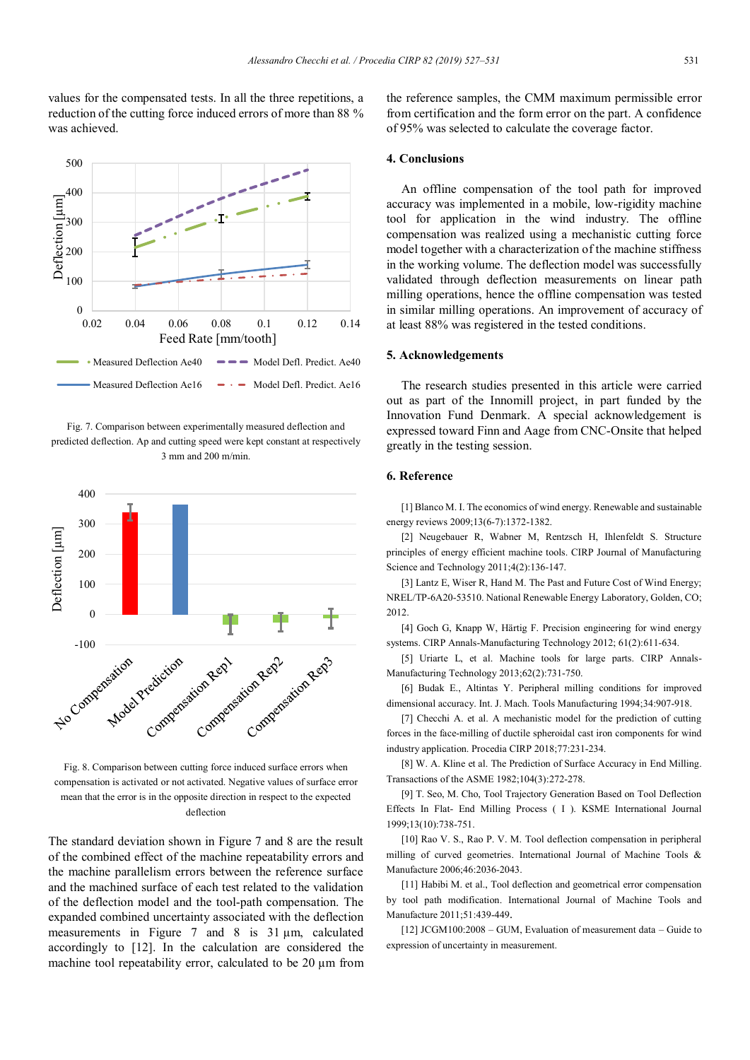values for the compensated tests. In all the three repetitions, a reduction of the cutting force induced errors of more than 88 % was achieved.

500
400
300
200
100
0
Deflection [µm]
0.02 0.04 0.06 0.08 0.1 0.12 0.14
Feed Rate [mm/tooth]
Measured Deflection Ae40
Model Defl. Predict. Ae40
Measured Deflection Ae16
Model Defl. Predict. Ae16

Fig. 7. Comparison between experimentally measured deflection and predicted deflection. Ap and cutting speed were kept constant at respectively 3 mm and 200 m/min.

400
300
200
100
0
-100
Deflection [µm]
No Compensation
Model Prediction
Compensation Rep1
Compensation Rep2
Compensation Rep3

Fig. 8. Comparison between cutting force induced surface errors when compensation is activated or not activated. Negative values of surface error mean that the error is in the opposite direction in respect to the expected deflection

The standard deviation shown in Figure 7 and 8 are the result of the combined effect of the machine repeatability errors and the machine parallelism errors between the reference surface and the machined surface of each test related to the validation of the deflection model and the tool-path compensation. The expanded combined uncertainty associated with the deflection measurements in Figure 7 and 8 is 31 µm, calculated accordingly to [12]. In the calculation are considered the machine tool repeatability error, calculated to be 20 µm from the reference samples, the CMM maximum permissible error from certification and the form error on the part. A confidence of 95% was selected to calculate the coverage factor.

## 4. Conclusions

An offline compensation of the tool path for improved accuracy was implemented in a mobile, low-rigidity machine tool for application in the wind industry. The offline compensation was realized using a mechanistic cutting force model together with a characterization of the machine stiffness in the working volume. The deflection model was successfully validated through deflection measurements on linear path milling operations, hence the offline compensation was tested in similar milling operations. An improvement of accuracy of at least 88% was registered in the tested conditions.

## 5. Acknowledgements

The research studies presented in this article were carried out as part of the Innomill project, in part funded by the Innovation Fund Denmark. A special acknowledgement is expressed toward Finn and Aage from CNC-Onsite that helped greatly in the testing session.

## 6. Reference

[1] Blanco M. I. The economics of wind energy. Renewable and sustainable energy reviews 2009;13(6-7):1372-1382.

[2] Neugebauer R, Wabner M, Rentzsch H, Ihlenfeldt S. Structure principles of energy efficient machine tools. CIRP Journal of Manufacturing Science and Technology 2011;4(2):136-147.

[3] Lantz E, Wiser R, Hand M. The Past and Future Cost of Wind Energy; NREL/TP-6A20-53510. National Renewable Energy Laboratory, Golden, CO; 2012.

[4] Goch G, Knapp W, Härtig F. Precision engineering for wind energy systems. CIRP Annals-Manufacturing Technology 2012; 61(2):611-634.

[5] Uriarte L, et al. Machine tools for large parts. CIRP Annals-Manufacturing Technology 2013;62(2):731-750.

[6] Budak E., Altintas Y. Peripheral milling conditions for improved dimensional accuracy. Int. J. Mach. Tools Manufacturing 1994;34:907-918.

[7] Checchi A. et al. A mechanistic model for the prediction of cutting forces in the face-milling of ductile spheroidal cast iron components for wind industry application. Procedia CIRP 2018;77:231-234.

[8] W. A. Kline et al. The Prediction of Surface Accuracy in End Milling. Transactions of the ASME 1982;104(3):272-278.

[9] T. Seo, M. Cho, Tool Trajectory Generation Based on Tool Deflection Effects In Flat- End Milling Process ( I ). KSME International Journal 1999;13(10):738-751.

[10] Rao V. S., Rao P. V. M. Tool deflection compensation in peripheral milling of curved geometries. International Journal of Machine Tools & Manufacture 2006;46:2036-2043.

[11] Habibi M. et al., Tool deflection and geometrical error compensation by tool path modification. International Journal of Machine Tools and Manufacture 2011;51:439-449.

[12] JCGM100:2008 – GUM, Evaluation of measurement data – Guide to expression of uncertainty in measurement.